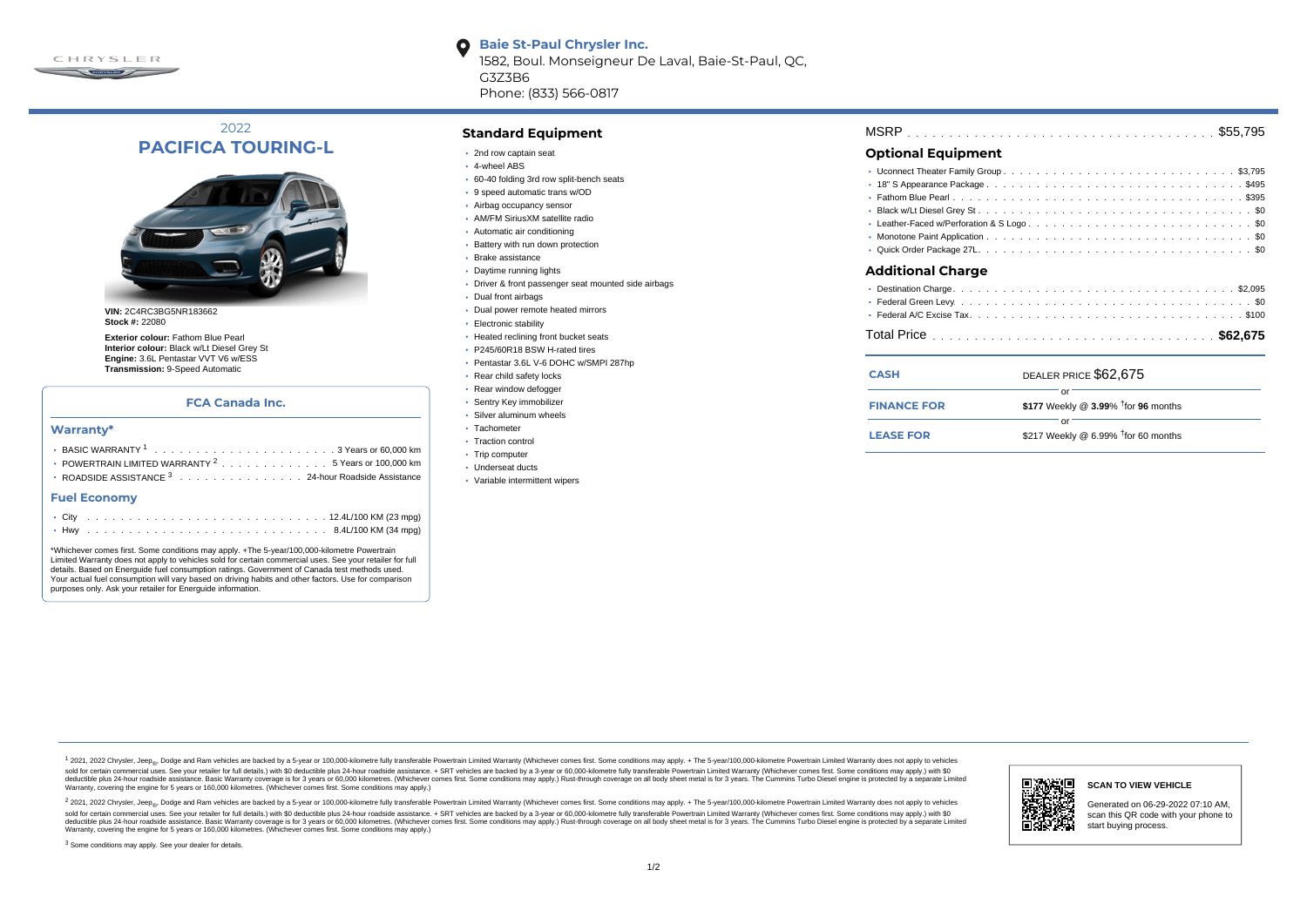**Baie St-Paul Chrysler Inc.**
1582, Boul. Monseigneur De Laval, Baie-St-Paul, QC, G3Z3B6
Phone: (833) 566-0817

# 2022 PACIFICA TOURING-L

**VIN:** 2C4RC3BG5NR183662
**Stock #:** 22080

**Exterior colour:** Fathom Blue Pearl
**Interior colour:** Black w/Lt Diesel Grey St
**Engine:** 3.6L Pentastar VVT V6 w/ESS
**Transmission:** 9-Speed Automatic

## FCA Canada Inc.

### Warranty*

- BASIC WARRANTY [1] . . . 3 Years or 60,000 km
- POWERTRAIN LIMITED WARRANTY [2] . . . 5 Years or 100,000 km
- ROADSIDE ASSISTANCE [3] . . . 24-hour Roadside Assistance

### Fuel Economy

- City . . . 12.4L/100 KM (23 mpg)
- Hwy . . . 8.4L/100 KM (34 mpg)

*Whichever comes first. Some conditions may apply. +The 5-year/100,000-kilometre Powertrain Limited Warranty does not apply to vehicles sold for certain commercial uses. See your retailer for full details. Based on Energuide fuel consumption ratings. Government of Canada test methods used. Your actual fuel consumption will vary based on driving habits and other factors. Use for comparison purposes only. Ask your retailer for Energuide information.

## Standard Equipment

- 2nd row captain seat
- 4-wheel ABS
- 60-40 folding 3rd row split-bench seats
- 9 speed automatic trans w/OD
- Airbag occupancy sensor
- AM/FM SiriusXM satellite radio
- Automatic air conditioning
- Battery with run down protection
- Brake assistance
- Daytime running lights
- Driver & front passenger seat mounted side airbags
- Dual front airbags
- Dual power remote heated mirrors
- Electronic stability
- Heated reclining front bucket seats
- P245/60R18 BSW H-rated tires
- Pentastar 3.6L V-6 DOHC w/SMPI 287hp
- Rear child safety locks
- Rear window defogger
- Sentry Key immobilizer
- Silver aluminum wheels
- Tachometer
- Traction control
- Trip computer
- Underseat ducts
- Variable intermittent wipers

MSRP . . . $55,795

## Optional Equipment

- Uconnect Theater Family Group . . . $3,795
- 18" S Appearance Package . . . $495
- Fathom Blue Pearl . . . $395
- Black w/Lt Diesel Grey St . . . $0
- Leather-Faced w/Perforation & S Logo . . . $0
- Monotone Paint Application . . . $0
- Quick Order Package 27L . . . $0

## Additional Charge

- Destination Charge . . . $2,095
- Federal Green Levy . . . $0
- Federal A/C Excise Tax . . . $100

Total Price . . . **$62,675**

| | |
|---|---|
| **CASH** | DEALER PRICE $62,675 |
| | or |
| **FINANCE FOR** | **$177** Weekly @ **3.99**% †for **96** months |
| | or |
| **LEASE FOR** | $217 Weekly @ 6.99% †for 60 months |

[1] 2021, 2022 Chrysler, Jeep®, Dodge and Ram vehicles are backed by a 5-year or 100,000-kilometre fully transferable Powertrain Limited Warranty (Whichever comes first. Some conditions may apply. + The 5-year/100,000-kilometre Powertrain Limited Warranty does not apply to vehicles sold for certain commercial uses. See your retailer for full details.) with $0 deductible plus 24-hour roadside assistance. + SRT vehicles are backed by a 3-year or 60,000-kilometre fully transferable Powertrain Limited Warranty (Whichever comes first. Some conditions may apply.) with $0 deductible plus 24-hour roadside assistance. Basic Warranty coverage is for 3 years or 60,000 kilometres. (Whichever comes first. Some conditions may apply.) Rust-through coverage on all body sheet metal is for 3 years. The Cummins Turbo Diesel engine is protected by a separate Limited Warranty, covering the engine for 5 years or 160,000 kilometres. (Whichever comes first. Some conditions may apply.)

[2] 2021, 2022 Chrysler, Jeep®, Dodge and Ram vehicles are backed by a 5-year or 100,000-kilometre fully transferable Powertrain Limited Warranty (Whichever comes first. Some conditions may apply. + The 5-year/100,000-kilometre Powertrain Limited Warranty does not apply to vehicles sold for certain commercial uses. See your retailer for full details.) with $0 deductible plus 24-hour roadside assistance. + SRT vehicles are backed by a 3-year or 60,000-kilometre fully transferable Powertrain Limited Warranty (Whichever comes first. Some conditions may apply.) with $0 deductible plus 24-hour roadside assistance. Basic Warranty coverage is for 3 years or 60,000 kilometres. (Whichever comes first. Some conditions may apply.) Rust-through coverage on all body sheet metal is for 3 years. The Cummins Turbo Diesel engine is protected by a separate Limited Warranty, covering the engine for 5 years or 160,000 kilometres. (Whichever comes first. Some conditions may apply.)

[3] Some conditions may apply. See your dealer for details.

**SCAN TO VIEW VEHICLE**

Generated on 06-29-2022 07:10 AM, scan this QR code with your phone to start buying process.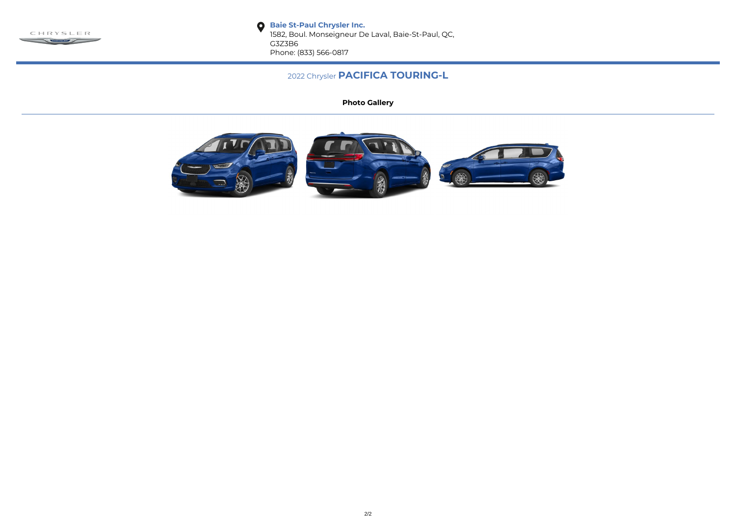**Baie St-Paul Chrysler Inc.**
1582, Boul. Monseigneur De Laval, Baie-St-Paul, QC, G3Z3B6
Phone: (833) 566-0817

## 2022 Chrysler **PACIFICA TOURING-L**

### Photo Gallery